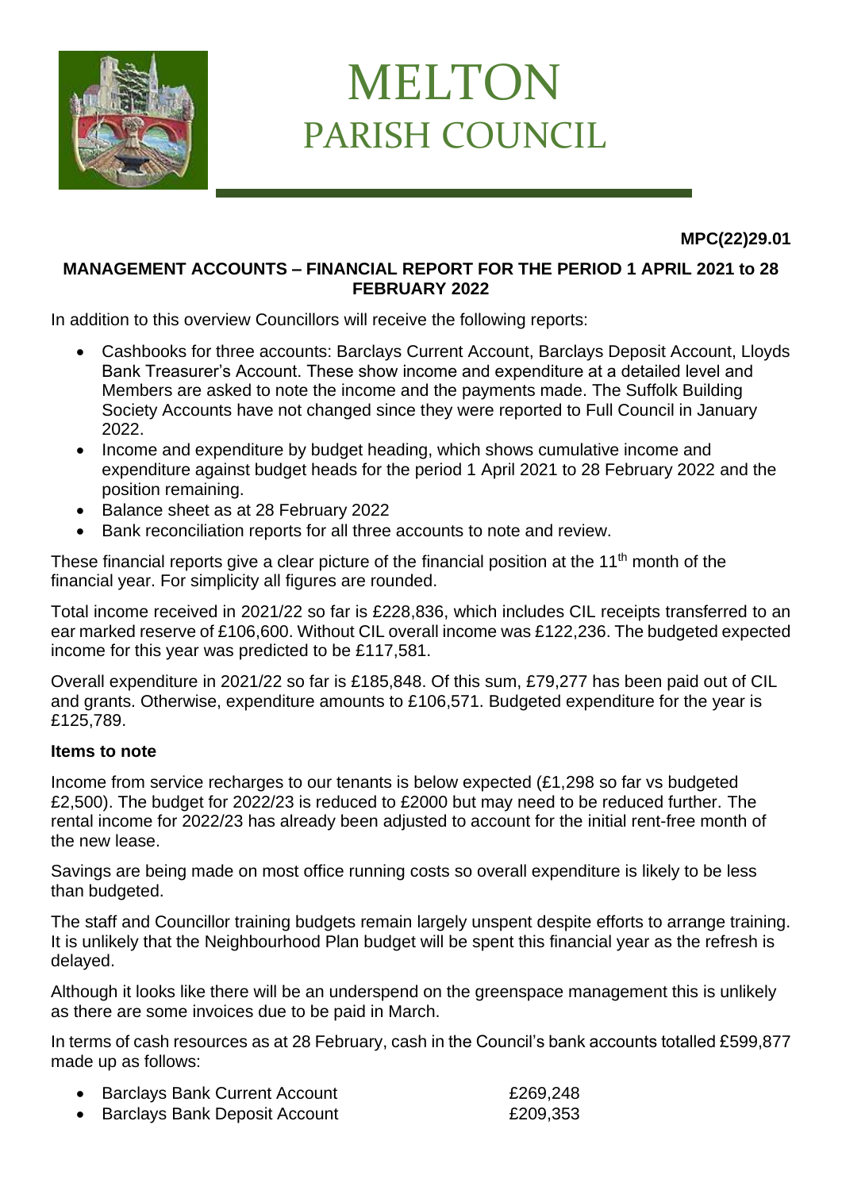# MELTON
## PARISH COUNCIL

**MPC(22)29.01**

**MANAGEMENT ACCOUNTS – FINANCIAL REPORT FOR THE PERIOD 1 APRIL 2021 to 28 FEBRUARY 2022**

In addition to this overview Councillors will receive the following reports:

- Cashbooks for three accounts: Barclays Current Account, Barclays Deposit Account, Lloyds Bank Treasurer's Account. These show income and expenditure at a detailed level and Members are asked to note the income and the payments made. The Suffolk Building Society Accounts have not changed since they were reported to Full Council in January 2022.
- Income and expenditure by budget heading, which shows cumulative income and expenditure against budget heads for the period 1 April 2021 to 28 February 2022 and the position remaining.
- Balance sheet as at 28 February 2022
- Bank reconciliation reports for all three accounts to note and review.

These financial reports give a clear picture of the financial position at the 11th month of the financial year. For simplicity all figures are rounded.

Total income received in 2021/22 so far is £228,836, which includes CIL receipts transferred to an ear marked reserve of £106,600. Without CIL overall income was £122,236. The budgeted expected income for this year was predicted to be £117,581.

Overall expenditure in 2021/22 so far is £185,848. Of this sum, £79,277 has been paid out of CIL and grants. Otherwise, expenditure amounts to £106,571. Budgeted expenditure for the year is £125,789.

**Items to note**

Income from service recharges to our tenants is below expected (£1,298 so far vs budgeted £2,500). The budget for 2022/23 is reduced to £2000 but may need to be reduced further. The rental income for 2022/23 has already been adjusted to account for the initial rent-free month of the new lease.

Savings are being made on most office running costs so overall expenditure is likely to be less than budgeted.

The staff and Councillor training budgets remain largely unspent despite efforts to arrange training. It is unlikely that the Neighbourhood Plan budget will be spent this financial year as the refresh is delayed.

Although it looks like there will be an underspend on the greenspace management this is unlikely as there are some invoices due to be paid in March.

In terms of cash resources as at 28 February, cash in the Council's bank accounts totalled £599,877 made up as follows:

- Barclays Bank Current Account £269,248
- Barclays Bank Deposit Account £209,353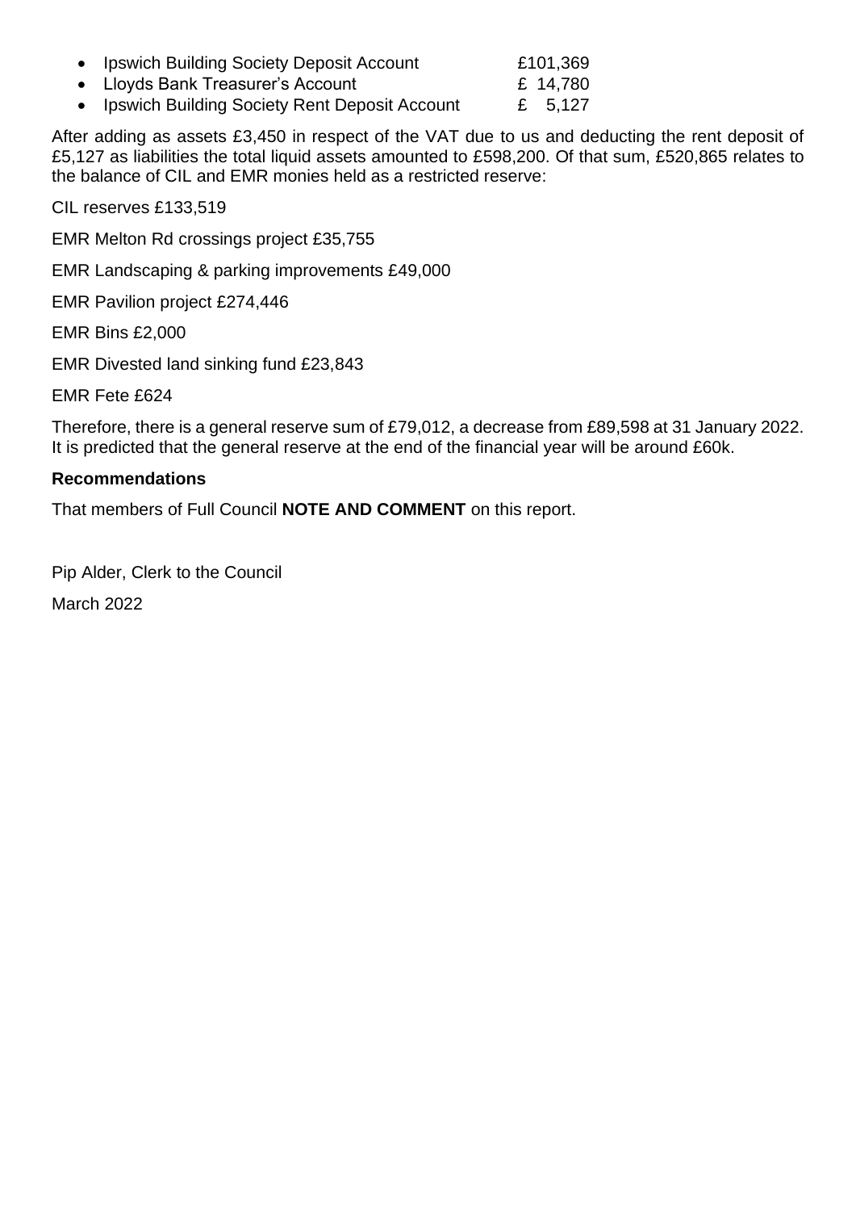- Ipswich Building Society Deposit Account £101,369
- Lloyds Bank Treasurer's Account £ 14,780
- Ipswich Building Society Rent Deposit Account £ 5,127

After adding as assets £3,450 in respect of the VAT due to us and deducting the rent deposit of £5,127 as liabilities the total liquid assets amounted to £598,200. Of that sum, £520,865 relates to the balance of CIL and EMR monies held as a restricted reserve:

CIL reserves £133,519

EMR Melton Rd crossings project £35,755

EMR Landscaping & parking improvements £49,000

EMR Pavilion project £274,446

EMR Bins £2,000

EMR Divested land sinking fund £23,843

EMR Fete £624

Therefore, there is a general reserve sum of £79,012, a decrease from £89,598 at 31 January 2022. It is predicted that the general reserve at the end of the financial year will be around £60k.

**Recommendations**

That members of Full Council **NOTE AND COMMENT** on this report.

Pip Alder, Clerk to the Council

March 2022